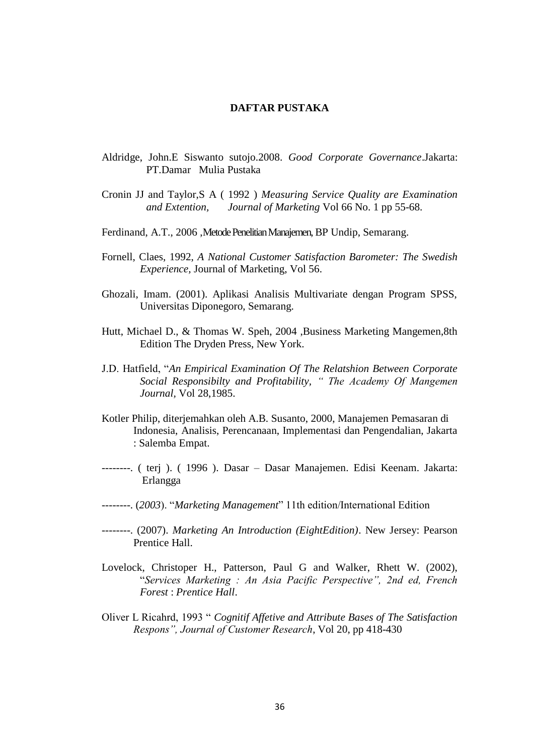# DAFTAR PUSTAKA

Aldridge, John.E Siswanto sutojo.2008. *Good Corporate Governance*.Jakarta: PT.Damar Mulia Pustaka

Cronin JJ and Taylor,S A ( 1992 ) *Measuring Service Quality are Examination and Extention, Journal of Marketing* Vol 66 No. 1 pp 55-68.

Ferdinand, A.T., 2006 ,Metode Penelitian Manajemen, BP Undip, Semarang.

Fornell, Claes, 1992, *A National Customer Satisfaction Barometer: The Swedish Experience,* Journal of Marketing, Vol 56.

Ghozali, Imam. (2001). Aplikasi Analisis Multivariate dengan Program SPSS, Universitas Diponegoro, Semarang.

Hutt, Michael D., & Thomas W. Speh, 2004 ,Business Marketing Mangemen,8th Edition The Dryden Press, New York.

J.D. Hatfield, "*An Empirical Examination Of The Relatshion Between Corporate Social Responsibilty and Profitability, " The Academy Of Mangemen Journal*, Vol 28,1985.

Kotler Philip, diterjemahkan oleh A.B. Susanto, 2000, Manajemen Pemasaran di Indonesia, Analisis, Perencanaan, Implementasi dan Pengendalian, Jakarta : Salemba Empat.

--------. ( terj ). ( 1996 ). Dasar – Dasar Manajemen. Edisi Keenam. Jakarta: Erlangga

--------. (*2003*). "*Marketing Management*" 11th edition/International Edition

--------. (2007). *Marketing An Introduction (EightEdition)*. New Jersey: Pearson Prentice Hall.

Lovelock, Christoper H., Patterson, Paul G and Walker, Rhett W. (2002), "*Services Marketing : An Asia Pacific Perspective", 2nd ed, French Forest* : *Prentice Hall*.

Oliver L Ricahrd, 1993 " *Cognitif Affetive and Attribute Bases of The Satisfaction Respons", Journal of Customer Research*, Vol 20, pp 418-430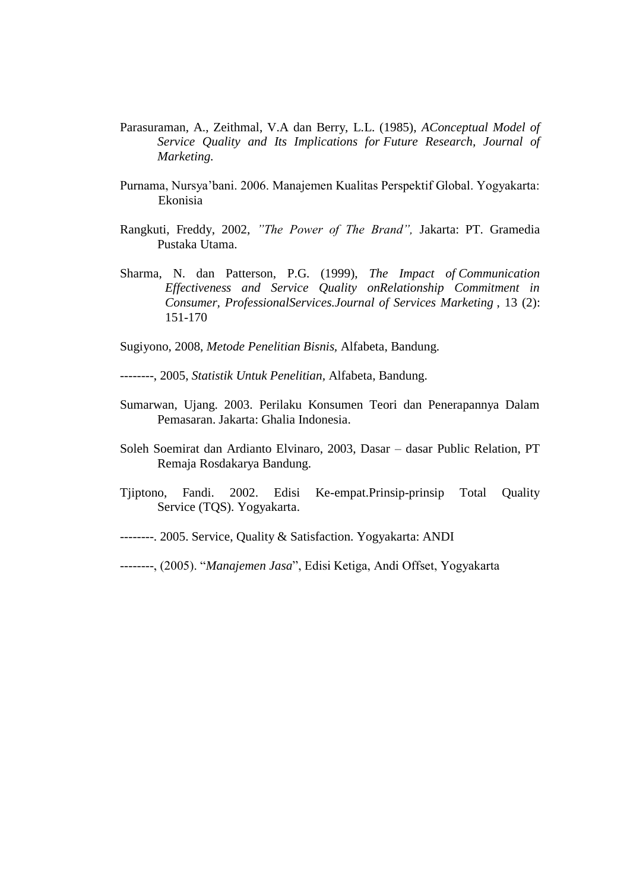Parasuraman, A., Zeithmal, V.A dan Berry, L.L. (1985), *AConceptual Model of Service Quality and Its Implications for Future Research, Journal of Marketing.*

Purnama, Nursya'bani. 2006. Manajemen Kualitas Perspektif Global. Yogyakarta: Ekonisia

Rangkuti, Freddy, 2002, *"The Power of The Brand",* Jakarta: PT. Gramedia Pustaka Utama.

Sharma, N. dan Patterson, P.G. (1999), *The Impact of Communication Effectiveness and Service Quality onRelationship Commitment in Consumer, ProfessionalServices.Journal of Services Marketing* , 13 (2): 151-170

Sugiyono, 2008, *Metode Penelitian Bisnis,* Alfabeta, Bandung.

--------, 2005, *Statistik Untuk Penelitian,* Alfabeta, Bandung.

Sumarwan, Ujang. 2003. Perilaku Konsumen Teori dan Penerapannya Dalam Pemasaran. Jakarta: Ghalia Indonesia.

Soleh Soemirat dan Ardianto Elvinaro, 2003, Dasar – dasar Public Relation, PT Remaja Rosdakarya Bandung.

Tjiptono, Fandi. 2002. Edisi Ke-empat.Prinsip-prinsip Total Quality Service (TQS). Yogyakarta.

--------. 2005. Service, Quality & Satisfaction. Yogyakarta: ANDI

--------, (2005). "*Manajemen Jasa*", Edisi Ketiga, Andi Offset, Yogyakarta